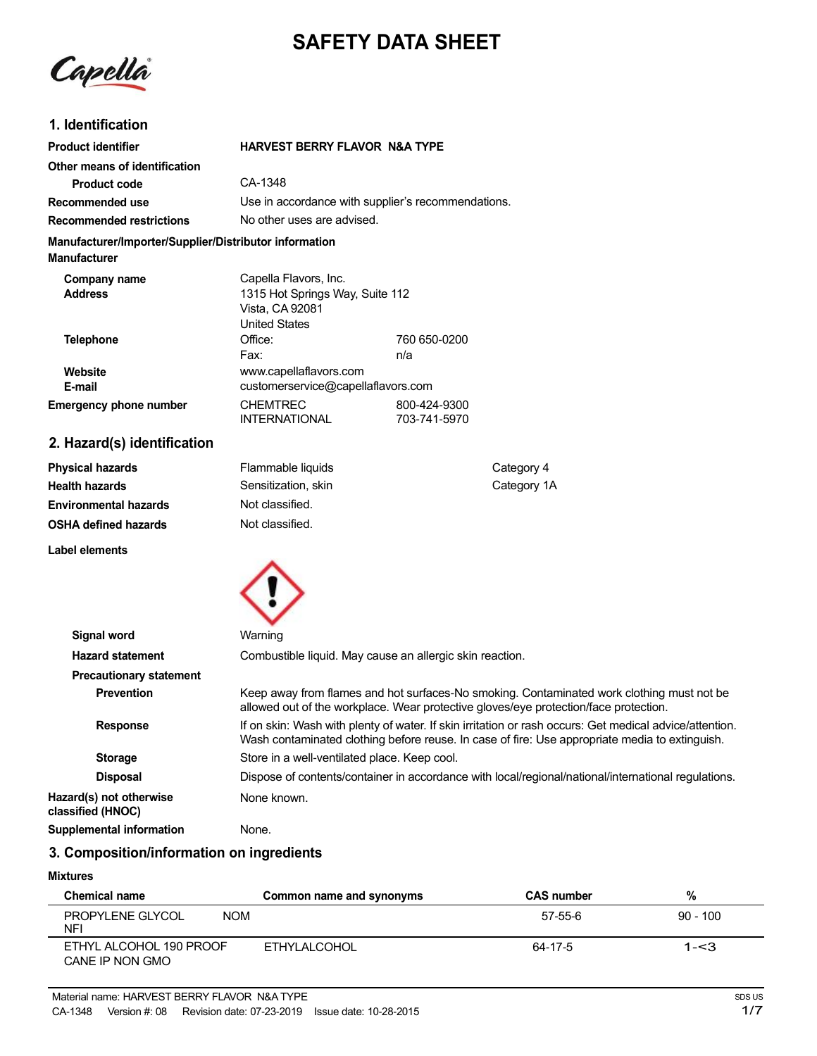# SAFETY DATA SHEET

## 1. Identification

| | |
|---|---|
| **Product identifier** | **HARVEST BERRY FLAVOR N&A TYPE** |
| **Other means of identification** | |
| **Product code** | CA-1348 |
| **Recommended use** | Use in accordance with supplier's recommendations. |
| **Recommended restrictions** | No other uses are advised. |

**Manufacturer/Importer/Supplier/Distributor information**

**Manufacturer**

| | | |
|---|---|---|
| **Company name** | Capella Flavors, Inc. | |
| **Address** | 1315 Hot Springs Way, Suite 112<br>Vista, CA 92081<br>United States | |
| **Telephone** | Office: | 760 650-0200 |
| | Fax: | n/a |
| **Website** | www.capellaflavors.com | |
| **E-mail** | customerservice@capellaflavors.com | |
| **Emergency phone number** | CHEMTREC | 800-424-9300 |
| | INTERNATIONAL | 703-741-5970 |

## 2. Hazard(s) identification

| | | |
|---|---|---|
| **Physical hazards** | Flammable liquids | Category 4 |
| **Health hazards** | Sensitization, skin | Category 1A |
| **Environmental hazards** | Not classified. | |
| **OSHA defined hazards** | Not classified. | |

**Label elements**

**Signal word** Warning

**Hazard statement** Combustible liquid. May cause an allergic skin reaction.

**Precautionary statement**

**Prevention** Keep away from flames and hot surfaces-No smoking. Contaminated work clothing must not be allowed out of the workplace. Wear protective gloves/eye protection/face protection.

**Response** If on skin: Wash with plenty of water. If skin irritation or rash occurs: Get medical advice/attention. Wash contaminated clothing before reuse. In case of fire: Use appropriate media to extinguish.

**Storage** Store in a well-ventilated place. Keep cool.

**Disposal** Dispose of contents/container in accordance with local/regional/national/international regulations.

**Hazard(s) not otherwise classified (HNOC)** None known.

**Supplemental information** None.

## 3. Composition/information on ingredients

**Mixtures**

| Chemical name | Common name and synonyms | CAS number | % |
|---|---|---|---|
| PROPYLENE GLYCOL NOM NFI | | 57-55-6 | 90 - 100 |
| ETHYL ALCOHOL 190 PROOF CANE IP NON GMO | ETHYLALCOHOL | 64-17-5 | 1-<3 |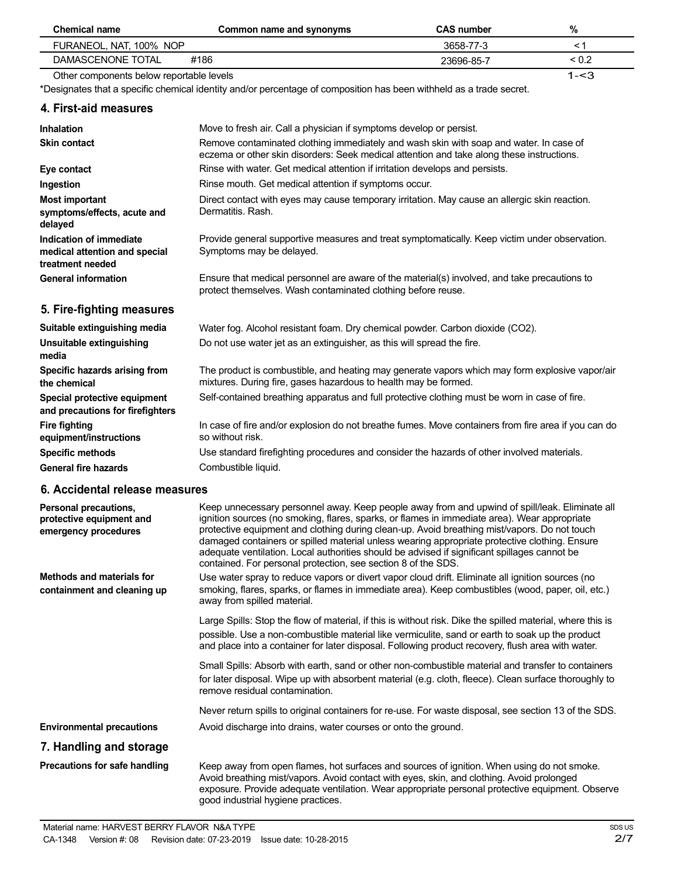| Chemical name | Common name and synonyms | CAS number | % |
|---|---|---|---|
| FURANEOL, NAT, 100% NOP | | 3658-77-3 | < 1 |
| DAMASCENONE TOTAL | #186 | 23696-85-7 | < 0.2 |
| Other components below reportable levels | | | 1-<3 |

*Designates that a specific chemical identity and/or percentage of composition has been withheld as a trade secret.

## 4. First-aid measures

**Inhalation**
Move to fresh air. Call a physician if symptoms develop or persist.

**Skin contact**
Remove contaminated clothing immediately and wash skin with soap and water. In case of eczema or other skin disorders: Seek medical attention and take along these instructions.

**Eye contact**
Rinse with water. Get medical attention if irritation develops and persists.

**Ingestion**
Rinse mouth. Get medical attention if symptoms occur.

**Most important symptoms/effects, acute and delayed**
Direct contact with eyes may cause temporary irritation. May cause an allergic skin reaction. Dermatitis. Rash.

**Indication of immediate medical attention and special treatment needed**
Provide general supportive measures and treat symptomatically. Keep victim under observation. Symptoms may be delayed.

**General information**
Ensure that medical personnel are aware of the material(s) involved, and take precautions to protect themselves. Wash contaminated clothing before reuse.

## 5. Fire-fighting measures

**Suitable extinguishing media**
Water fog. Alcohol resistant foam. Dry chemical powder. Carbon dioxide ($CO_2$).

**Unsuitable extinguishing media**
Do not use water jet as an extinguisher, as this will spread the fire.

**Specific hazards arising from the chemical**
The product is combustible, and heating may generate vapors which may form explosive vapor/air mixtures. During fire, gases hazardous to health may be formed.

**Special protective equipment and precautions for firefighters**
Self-contained breathing apparatus and full protective clothing must be worn in case of fire.

**Fire fighting equipment/instructions**
In case of fire and/or explosion do not breathe fumes. Move containers from fire area if you can do so without risk.

**Specific methods**
Use standard firefighting procedures and consider the hazards of other involved materials.

**General fire hazards**
Combustible liquid.

## 6. Accidental release measures

**Personal precautions, protective equipment and emergency procedures**
Keep unnecessary personnel away. Keep people away from and upwind of spill/leak. Eliminate all ignition sources (no smoking, flares, sparks, or flames in immediate area). Wear appropriate protective equipment and clothing during clean-up. Avoid breathing mist/vapors. Do not touch damaged containers or spilled material unless wearing appropriate protective clothing. Ensure adequate ventilation. Local authorities should be advised if significant spillages cannot be contained. For personal protection, see section 8 of the SDS.

**Methods and materials for containment and cleaning up**
Use water spray to reduce vapors or divert vapor cloud drift. Eliminate all ignition sources (no smoking, flares, sparks, or flames in immediate area). Keep combustibles (wood, paper, oil, etc.) away from spilled material.

Large Spills: Stop the flow of material, if this is without risk. Dike the spilled material, where this is possible. Use a non-combustible material like vermiculite, sand or earth to soak up the product and place into a container for later disposal. Following product recovery, flush area with water.

Small Spills: Absorb with earth, sand or other non-combustible material and transfer to containers for later disposal. Wipe up with absorbent material (e.g. cloth, fleece). Clean surface thoroughly to remove residual contamination.

Never return spills to original containers for re-use. For waste disposal, see section 13 of the SDS.

**Environmental precautions**
Avoid discharge into drains, water courses or onto the ground.

## 7. Handling and storage

**Precautions for safe handling**
Keep away from open flames, hot surfaces and sources of ignition. When using do not smoke. Avoid breathing mist/vapors. Avoid contact with eyes, skin, and clothing. Avoid prolonged exposure. Provide adequate ventilation. Wear appropriate personal protective equipment. Observe good industrial hygiene practices.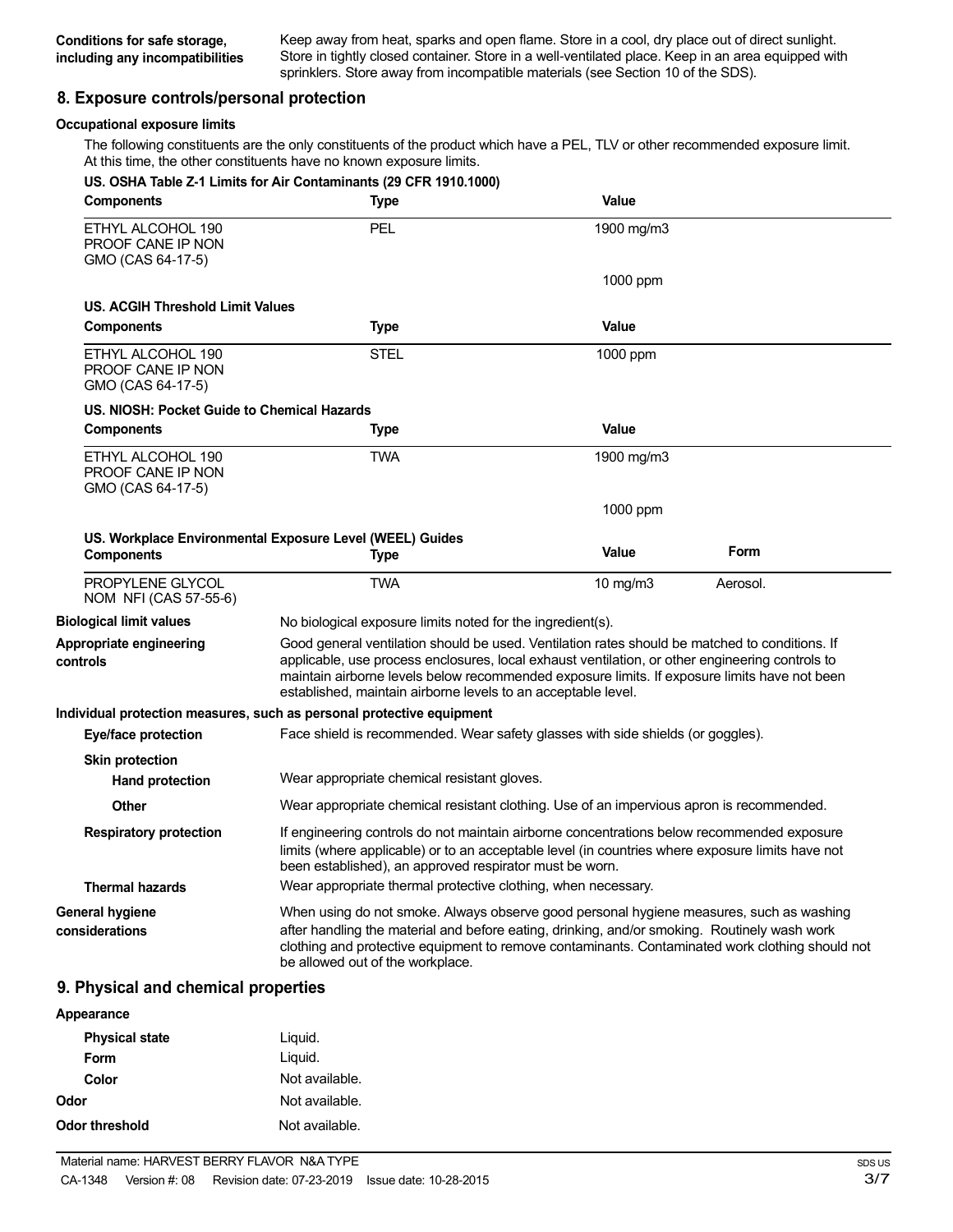**Conditions for safe storage, including any incompatibilities**

Keep away from heat, sparks and open flame. Store in a cool, dry place out of direct sunlight. Store in tightly closed container. Store in a well-ventilated place. Keep in an area equipped with sprinklers. Store away from incompatible materials (see Section 10 of the SDS).

## 8. Exposure controls/personal protection

**Occupational exposure limits**

The following constituents are the only constituents of the product which have a PEL, TLV or other recommended exposure limit. At this time, the other constituents have no known exposure limits.

**US. OSHA Table Z-1 Limits for Air Contaminants (29 CFR 1910.1000)**

| Components | Type | Value |
|---|---|---|
| ETHYL ALCOHOL 190 PROOF CANE IP NON GMO (CAS 64-17-5) | PEL | 1900 mg/m3 |
| | | 1000 ppm |

**US. ACGIH Threshold Limit Values**

| Components | Type | Value |
|---|---|---|
| ETHYL ALCOHOL 190 PROOF CANE IP NON GMO (CAS 64-17-5) | STEL | 1000 ppm |

**US. NIOSH: Pocket Guide to Chemical Hazards**

| Components | Type | Value |
|---|---|---|
| ETHYL ALCOHOL 190 PROOF CANE IP NON GMO (CAS 64-17-5) | TWA | 1900 mg/m3 |
| | | 1000 ppm |

**US. Workplace Environmental Exposure Level (WEEL) Guides**

| Components | Type | Value | Form |
|---|---|---|---|
| PROPYLENE GLYCOL NOM NFI (CAS 57-55-6) | TWA | 10 mg/m3 | Aerosol. |

**Biological limit values**

No biological exposure limits noted for the ingredient(s).

**Appropriate engineering controls**

Good general ventilation should be used. Ventilation rates should be matched to conditions. If applicable, use process enclosures, local exhaust ventilation, or other engineering controls to maintain airborne levels below recommended exposure limits. If exposure limits have not been established, maintain airborne levels to an acceptable level.

**Individual protection measures, such as personal protective equipment**

**Eye/face protection**

Face shield is recommended. Wear safety glasses with side shields (or goggles).

**Skin protection**

**Hand protection**

Wear appropriate chemical resistant gloves.

**Other**

Wear appropriate chemical resistant clothing. Use of an impervious apron is recommended.

**Respiratory protection**

If engineering controls do not maintain airborne concentrations below recommended exposure limits (where applicable) or to an acceptable level (in countries where exposure limits have not been established), an approved respirator must be worn.

**Thermal hazards**

Wear appropriate thermal protective clothing, when necessary.

**General hygiene considerations**

When using do not smoke. Always observe good personal hygiene measures, such as washing after handling the material and before eating, drinking, and/or smoking. Routinely wash work clothing and protective equipment to remove contaminants. Contaminated work clothing should not be allowed out of the workplace.

## 9. Physical and chemical properties

**Appearance**

| | |
|---|---|
| **Physical state** | Liquid. |
| **Form** | Liquid. |
| **Color** | Not available. |
| **Odor** | Not available. |
| **Odor threshold** | Not available. |

Material name: HARVEST BERRY FLAVOR N&A TYPE

CA-1348 Version #: 08 Revision date: 07-23-2019 Issue date: 10-28-2015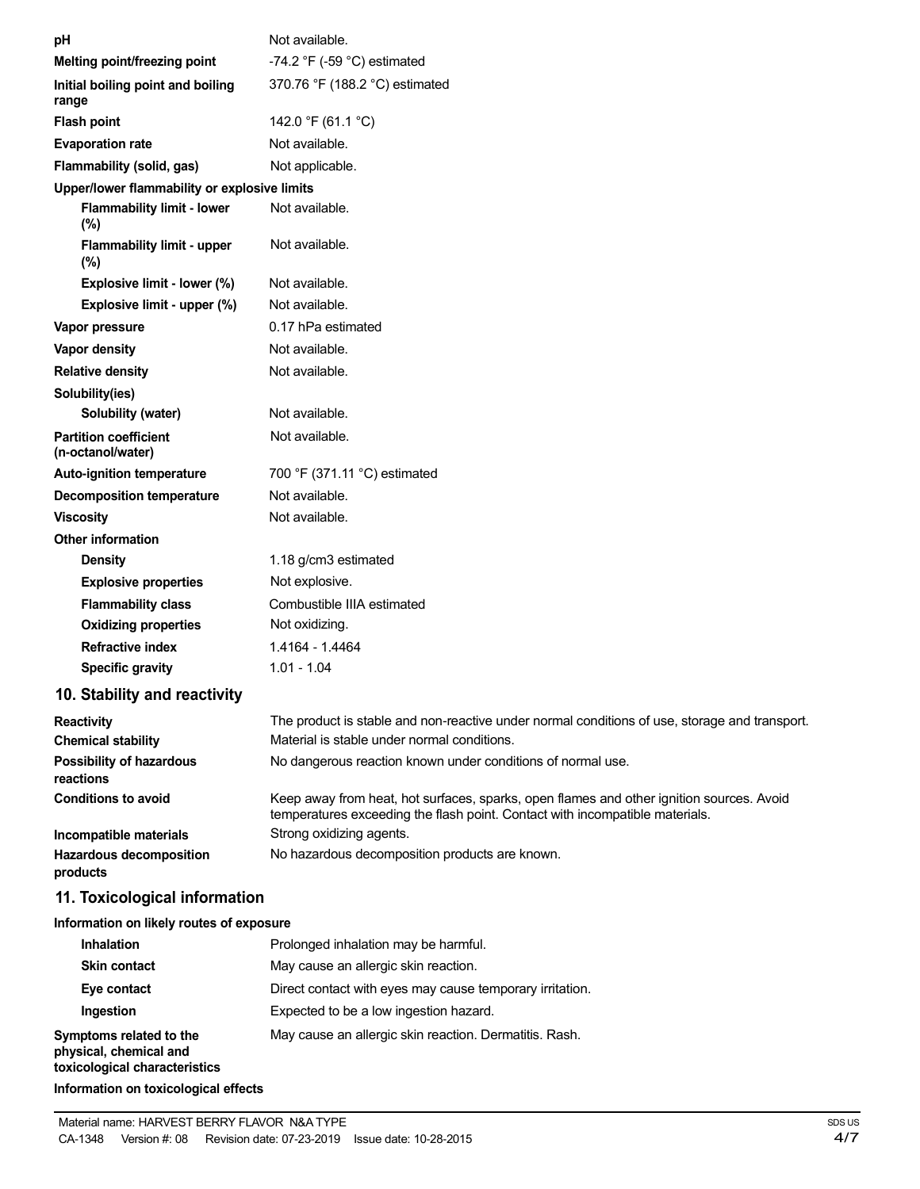| | |
|---|---|
| **pH** | Not available. |
| **Melting point/freezing point** | -74.2 °F (-59 °C) estimated |
| **Initial boiling point and boiling range** | 370.76 °F (188.2 °C) estimated |
| **Flash point** | 142.0 °F (61.1 °C) |
| **Evaporation rate** | Not available. |
| **Flammability (solid, gas)** | Not applicable. |
| **Upper/lower flammability or explosive limits** | |
| **Flammability limit - lower (%)** | Not available. |
| **Flammability limit - upper (%)** | Not available. |
| **Explosive limit - lower (%)** | Not available. |
| **Explosive limit - upper (%)** | Not available. |
| **Vapor pressure** | 0.17 hPa estimated |
| **Vapor density** | Not available. |
| **Relative density** | Not available. |
| **Solubility(ies)** | |
| **Solubility (water)** | Not available. |
| **Partition coefficient (n-octanol/water)** | Not available. |
| **Auto-ignition temperature** | 700 °F (371.11 °C) estimated |
| **Decomposition temperature** | Not available. |
| **Viscosity** | Not available. |
| **Other information** | |
| **Density** | 1.18 g/cm3 estimated |
| **Explosive properties** | Not explosive. |
| **Flammability class** | Combustible IIIA estimated |
| **Oxidizing properties** | Not oxidizing. |
| **Refractive index** | 1.4164 - 1.4464 |
| **Specific gravity** | 1.01 - 1.04 |

## 10. Stability and reactivity

| | |
|---|---|
| **Reactivity** | The product is stable and non-reactive under normal conditions of use, storage and transport. |
| **Chemical stability** | Material is stable under normal conditions. |
| **Possibility of hazardous reactions** | No dangerous reaction known under conditions of normal use. |
| **Conditions to avoid** | Keep away from heat, hot surfaces, sparks, open flames and other ignition sources. Avoid temperatures exceeding the flash point. Contact with incompatible materials. |
| **Incompatible materials** | Strong oxidizing agents. |
| **Hazardous decomposition products** | No hazardous decomposition products are known. |

## 11. Toxicological information

**Information on likely routes of exposure**

| | |
|---|---|
| **Inhalation** | Prolonged inhalation may be harmful. |
| **Skin contact** | May cause an allergic skin reaction. |
| **Eye contact** | Direct contact with eyes may cause temporary irritation. |
| **Ingestion** | Expected to be a low ingestion hazard. |
| **Symptoms related to the physical, chemical and toxicological characteristics** | May cause an allergic skin reaction. Dermatitis. Rash. |

**Information on toxicological effects**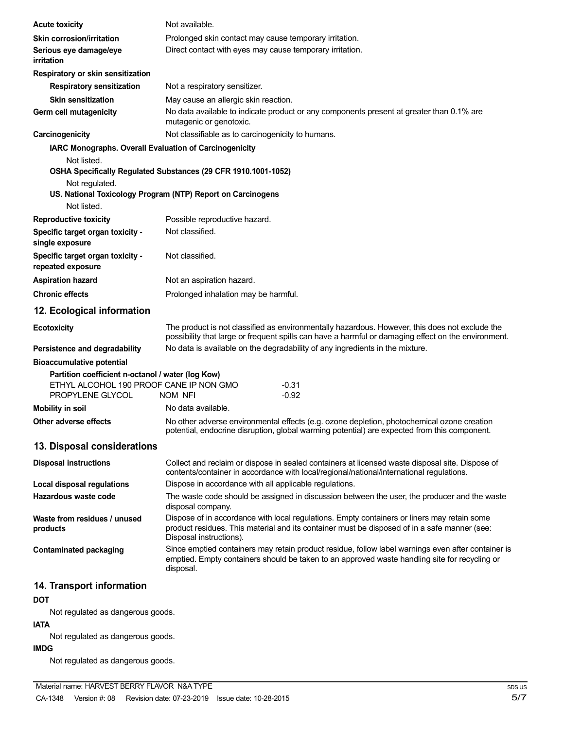**Acute toxicity** Not available.

**Skin corrosion/irritation** Prolonged skin contact may cause temporary irritation.

**Serious eye damage/eye irritation** Direct contact with eyes may cause temporary irritation.

**Respiratory or skin sensitization**

**Respiratory sensitization** Not a respiratory sensitizer.

**Skin sensitization** May cause an allergic skin reaction.

**Germ cell mutagenicity** No data available to indicate product or any components present at greater than 0.1% are mutagenic or genotoxic.

**Carcinogenicity** Not classifiable as to carcinogenicity to humans.

**IARC Monographs. Overall Evaluation of Carcinogenicity**

Not listed.

**OSHA Specifically Regulated Substances (29 CFR 1910.1001-1052)**

Not regulated.

**US. National Toxicology Program (NTP) Report on Carcinogens**

Not listed.

**Reproductive toxicity** Possible reproductive hazard.

**Specific target organ toxicity - single exposure** Not classified.

**Specific target organ toxicity - repeated exposure** Not classified.

**Aspiration hazard** Not an aspiration hazard.

**Chronic effects** Prolonged inhalation may be harmful.

## 12. Ecological information

**Ecotoxicity** The product is not classified as environmentally hazardous. However, this does not exclude the possibility that large or frequent spills can have a harmful or damaging effect on the environment.

**Persistence and degradability** No data is available on the degradability of any ingredients in the mixture.

**Bioaccumulative potential**

**Partition coefficient n-octanol / water (log Kow)**

| | |
|---|---|
| ETHYL ALCOHOL 190 PROOF CANE IP NON GMO | -0.31 |
| PROPYLENE GLYCOL NOM NFI | -0.92 |

**Mobility in soil** No data available.

**Other adverse effects** No other adverse environmental effects (e.g. ozone depletion, photochemical ozone creation potential, endocrine disruption, global warming potential) are expected from this component.

## 13. Disposal considerations

**Disposal instructions** Collect and reclaim or dispose in sealed containers at licensed waste disposal site. Dispose of contents/container in accordance with local/regional/national/international regulations.

**Local disposal regulations** Dispose in accordance with all applicable regulations.

**Hazardous waste code** The waste code should be assigned in discussion between the user, the producer and the waste disposal company.

**Waste from residues / unused products** Dispose of in accordance with local regulations. Empty containers or liners may retain some product residues. This material and its container must be disposed of in a safe manner (see: Disposal instructions).

**Contaminated packaging** Since emptied containers may retain product residue, follow label warnings even after container is emptied. Empty containers should be taken to an approved waste handling site for recycling or disposal.

## 14. Transport information

**DOT**

Not regulated as dangerous goods.

**IATA**

Not regulated as dangerous goods.

**IMDG**

Not regulated as dangerous goods.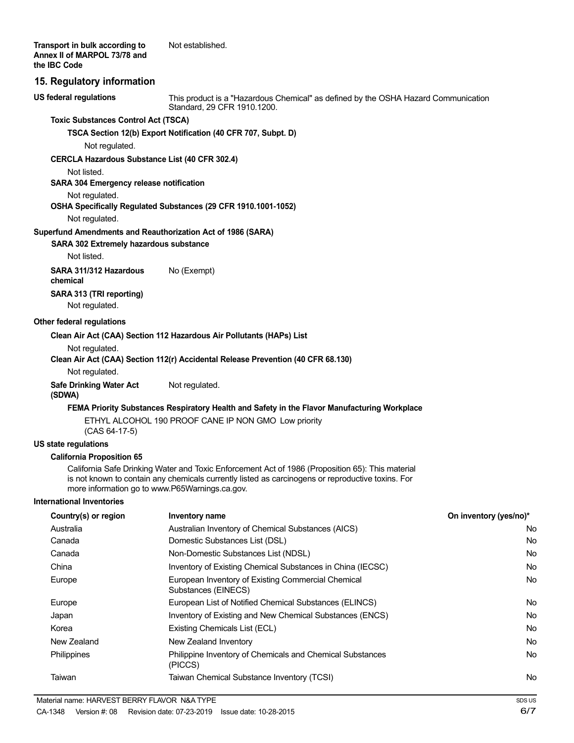**Transport in bulk according to Annex II of MARPOL 73/78 and the IBC Code** Not established.

## 15. Regulatory information

**US federal regulations** This product is a "Hazardous Chemical" as defined by the OSHA Hazard Communication Standard, 29 CFR 1910.1200.

**Toxic Substances Control Act (TSCA)**

**TSCA Section 12(b) Export Notification (40 CFR 707, Subpt. D)**

Not regulated.

**CERCLA Hazardous Substance List (40 CFR 302.4)**

Not listed.

**SARA 304 Emergency release notification**

Not regulated.

**OSHA Specifically Regulated Substances (29 CFR 1910.1001-1052)**

Not regulated.

**Superfund Amendments and Reauthorization Act of 1986 (SARA)**

**SARA 302 Extremely hazardous substance**

Not listed.

**SARA 311/312 Hazardous chemical** No (Exempt)

**SARA 313 (TRI reporting)**

Not regulated.

**Other federal regulations**

**Clean Air Act (CAA) Section 112 Hazardous Air Pollutants (HAPs) List**

Not regulated.

**Clean Air Act (CAA) Section 112(r) Accidental Release Prevention (40 CFR 68.130)**

Not regulated.

**Safe Drinking Water Act (SDWA)** Not regulated.

**FEMA Priority Substances Respiratory Health and Safety in the Flavor Manufacturing Workplace**

ETHYL ALCOHOL 190 PROOF CANE IP NON GMO (CAS 64-17-5) Low priority

**US state regulations**

**California Proposition 65**

California Safe Drinking Water and Toxic Enforcement Act of 1986 (Proposition 65): This material is not known to contain any chemicals currently listed as carcinogens or reproductive toxins. For more information go to www.P65Warnings.ca.gov.

**International Inventories**

| Country(s) or region | Inventory name | On inventory (yes/no)* |
|---|---|---|
| Australia | Australian Inventory of Chemical Substances (AICS) | No |
| Canada | Domestic Substances List (DSL) | No |
| Canada | Non-Domestic Substances List (NDSL) | No |
| China | Inventory of Existing Chemical Substances in China (IECSC) | No |
| Europe | European Inventory of Existing Commercial Chemical Substances (EINECS) | No |
| Europe | European List of Notified Chemical Substances (ELINCS) | No |
| Japan | Inventory of Existing and New Chemical Substances (ENCS) | No |
| Korea | Existing Chemicals List (ECL) | No |
| New Zealand | New Zealand Inventory | No |
| Philippines | Philippine Inventory of Chemicals and Chemical Substances (PICCS) | No |
| Taiwan | Taiwan Chemical Substance Inventory (TCSI) | No |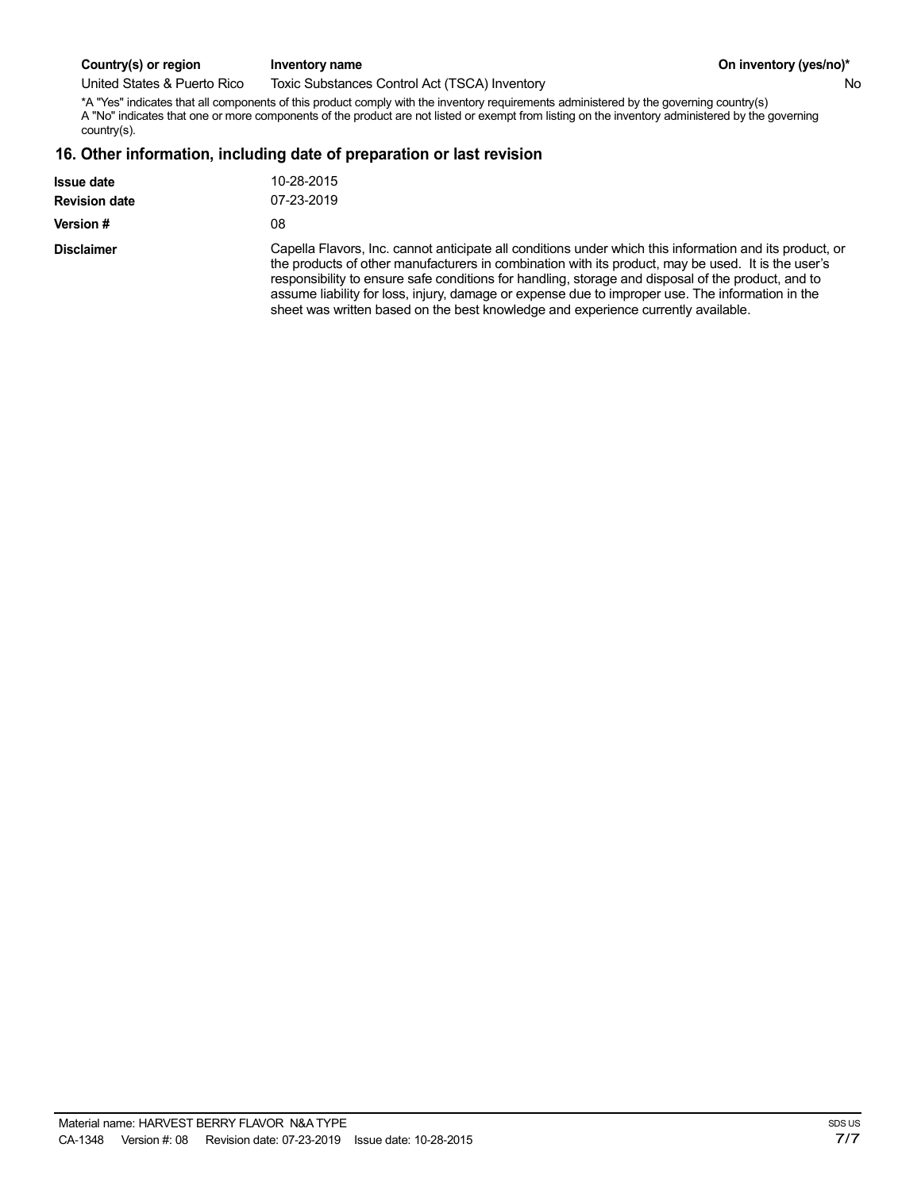| Country(s) or region | Inventory name | On inventory (yes/no)* |
| --- | --- | --- |
| United States & Puerto Rico | Toxic Substances Control Act (TSCA) Inventory | No |

*A "Yes" indicates that all components of this product comply with the inventory requirements administered by the governing country(s)
A "No" indicates that one or more components of the product are not listed or exempt from listing on the inventory administered by the governing country(s).

## 16. Other information, including date of preparation or last revision

| | |
| --- | --- |
| **Issue date** | 10-28-2015 |
| **Revision date** | 07-23-2019 |
| **Version #** | 08 |
| **Disclaimer** | Capella Flavors, Inc. cannot anticipate all conditions under which this information and its product, or the products of other manufacturers in combination with its product, may be used. It is the user's responsibility to ensure safe conditions for handling, storage and disposal of the product, and to assume liability for loss, injury, damage or expense due to improper use. The information in the sheet was written based on the best knowledge and experience currently available. |